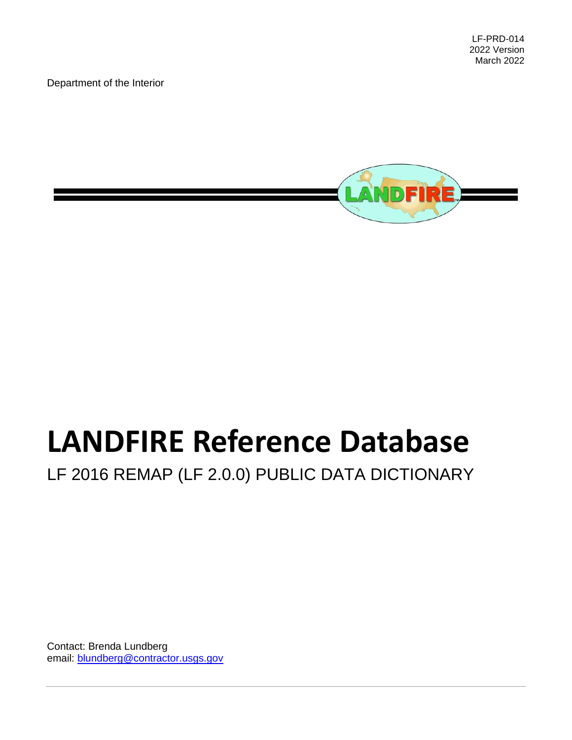LF-PRD-014
2022 Version
March 2022

Department of the Interior

# LANDFIRE Reference Database

LF 2016 REMAP (LF 2.0.0) PUBLIC DATA DICTIONARY

Contact: Brenda Lundberg
email: blundberg@contractor.usgs.gov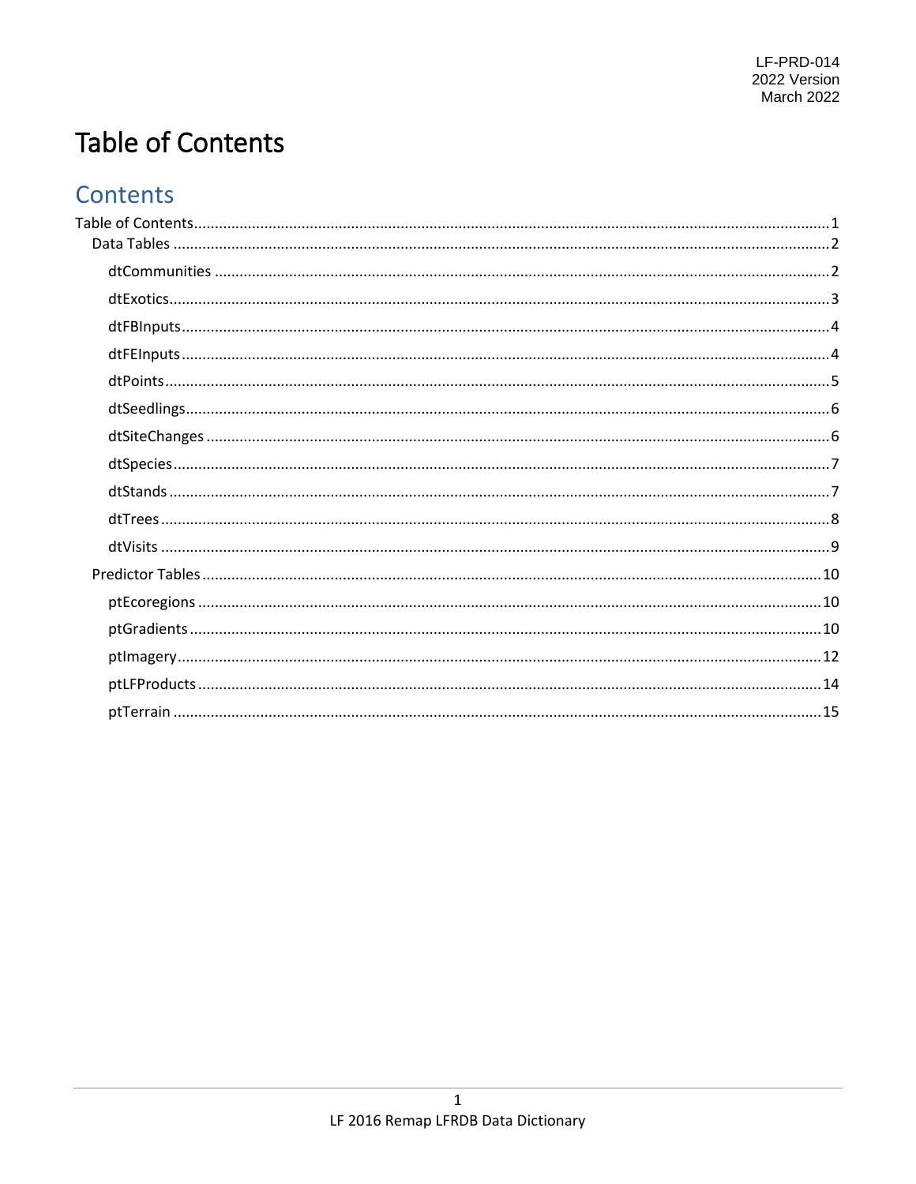LF-PRD-014
2022 Version
March 2022

# Table of Contents

## Contents

- Table of Contents ........ 1
  - Data Tables ........ 2
    - dtCommunities ........ 2
    - dtExotics ........ 3
    - dtFBInputs ........ 4
    - dtFEInputs ........ 4
    - dtPoints ........ 5
    - dtSeedlings ........ 6
    - dtSiteChanges ........ 6
    - dtSpecies ........ 7
    - dtStands ........ 7
    - dtTrees ........ 8
    - dtVisits ........ 9
  - Predictor Tables ........ 10
    - ptEcoregions ........ 10
    - ptGradients ........ 10
    - ptImagery ........ 12
    - ptLFProducts ........ 14
    - ptTerrain ........ 15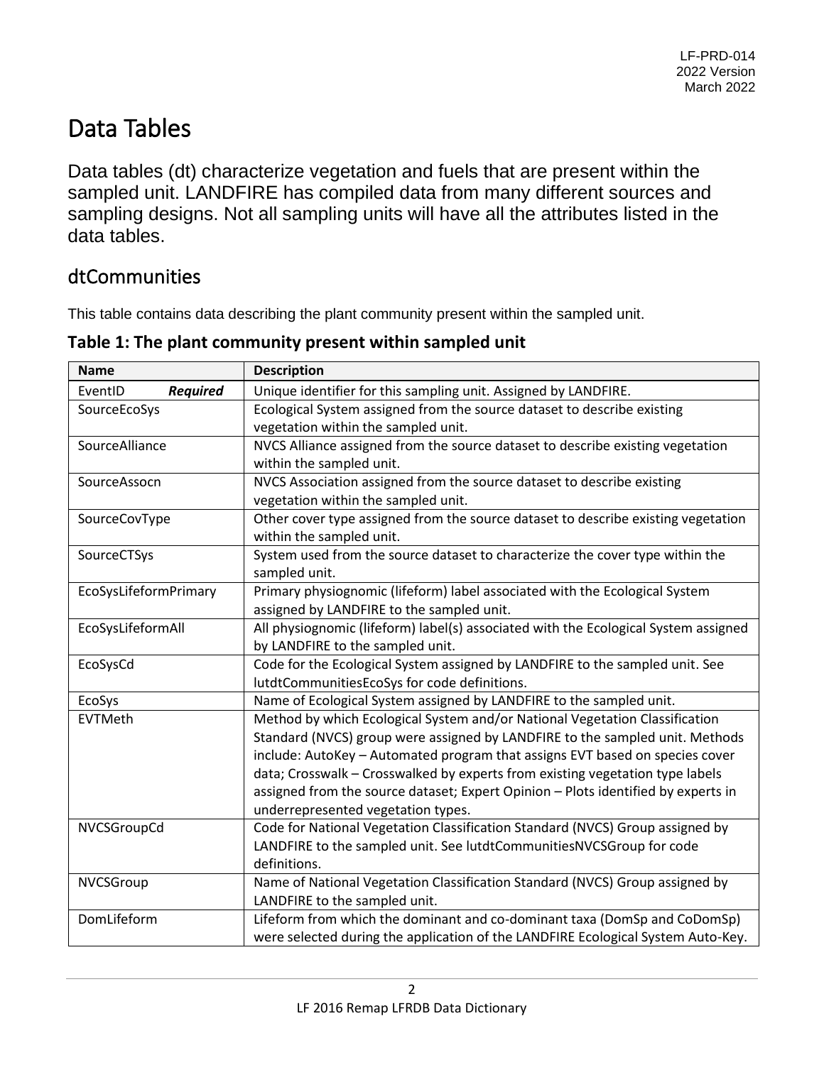# Data Tables

Data tables (dt) characterize vegetation and fuels that are present within the sampled unit. LANDFIRE has compiled data from many different sources and sampling designs. Not all sampling units will have all the attributes listed in the data tables.

## dtCommunities

This table contains data describing the plant community present within the sampled unit.

**Table 1: The plant community present within sampled unit**

| Name | Description |
|---|---|
| EventID ***Required*** | Unique identifier for this sampling unit. Assigned by LANDFIRE. |
| SourceEcoSys | Ecological System assigned from the source dataset to describe existing vegetation within the sampled unit. |
| SourceAlliance | NVCS Alliance assigned from the source dataset to describe existing vegetation within the sampled unit. |
| SourceAssocn | NVCS Association assigned from the source dataset to describe existing vegetation within the sampled unit. |
| SourceCovType | Other cover type assigned from the source dataset to describe existing vegetation within the sampled unit. |
| SourceCTSys | System used from the source dataset to characterize the cover type within the sampled unit. |
| EcoSysLifeformPrimary | Primary physiognomic (lifeform) label associated with the Ecological System assigned by LANDFIRE to the sampled unit. |
| EcoSysLifeformAll | All physiognomic (lifeform) label(s) associated with the Ecological System assigned by LANDFIRE to the sampled unit. |
| EcoSysCd | Code for the Ecological System assigned by LANDFIRE to the sampled unit. See lutdtCommunitiesEcoSys for code definitions. |
| EcoSys | Name of Ecological System assigned by LANDFIRE to the sampled unit. |
| EVTMeth | Method by which Ecological System and/or National Vegetation Classification Standard (NVCS) group were assigned by LANDFIRE to the sampled unit. Methods include: AutoKey – Automated program that assigns EVT based on species cover data; Crosswalk – Crosswalked by experts from existing vegetation type labels assigned from the source dataset; Expert Opinion – Plots identified by experts in underrepresented vegetation types. |
| NVCSGroupCd | Code for National Vegetation Classification Standard (NVCS) Group assigned by LANDFIRE to the sampled unit. See lutdtCommunitiesNVCSGroup for code definitions. |
| NVCSGroup | Name of National Vegetation Classification Standard (NVCS) Group assigned by LANDFIRE to the sampled unit. |
| DomLifeform | Lifeform from which the dominant and co-dominant taxa (DomSp and CoDomSp) were selected during the application of the LANDFIRE Ecological System Auto-Key. |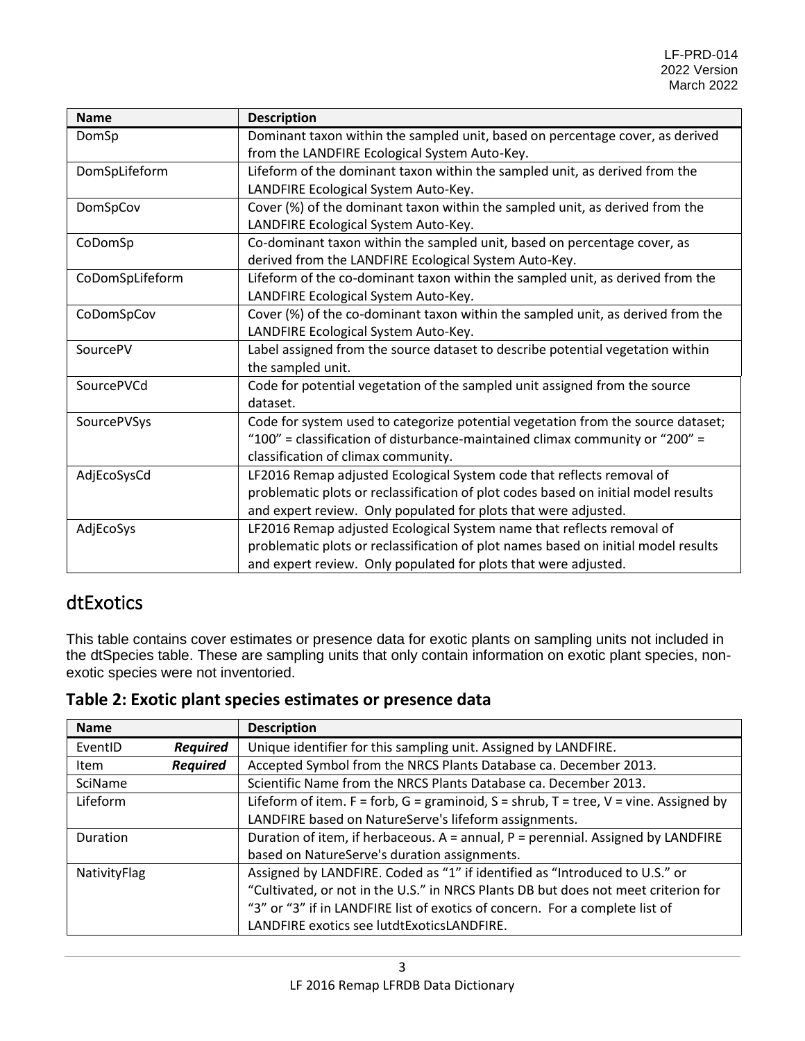| Name | Description |
|---|---|
| DomSp | Dominant taxon within the sampled unit, based on percentage cover, as derived from the LANDFIRE Ecological System Auto-Key. |
| DomSpLifeform | Lifeform of the dominant taxon within the sampled unit, as derived from the LANDFIRE Ecological System Auto-Key. |
| DomSpCov | Cover (%) of the dominant taxon within the sampled unit, as derived from the LANDFIRE Ecological System Auto-Key. |
| CoDomSp | Co-dominant taxon within the sampled unit, based on percentage cover, as derived from the LANDFIRE Ecological System Auto-Key. |
| CoDomSpLifeform | Lifeform of the co-dominant taxon within the sampled unit, as derived from the LANDFIRE Ecological System Auto-Key. |
| CoDomSpCov | Cover (%) of the co-dominant taxon within the sampled unit, as derived from the LANDFIRE Ecological System Auto-Key. |
| SourcePV | Label assigned from the source dataset to describe potential vegetation within the sampled unit. |
| SourcePVCd | Code for potential vegetation of the sampled unit assigned from the source dataset. |
| SourcePVSys | Code for system used to categorize potential vegetation from the source dataset; "100" = classification of disturbance-maintained climax community or "200" = classification of climax community. |
| AdjEcoSysCd | LF2016 Remap adjusted Ecological System code that reflects removal of problematic plots or reclassification of plot codes based on initial model results and expert review. Only populated for plots that were adjusted. |
| AdjEcoSys | LF2016 Remap adjusted Ecological System name that reflects removal of problematic plots or reclassification of plot names based on initial model results and expert review. Only populated for plots that were adjusted. |

## dtExotics

This table contains cover estimates or presence data for exotic plants on sampling units not included in the dtSpecies table. These are sampling units that only contain information on exotic plant species, non-exotic species were not inventoried.

### Table 2: Exotic plant species estimates or presence data

| Name | Description |
|---|---|
| EventID ***Required*** | Unique identifier for this sampling unit. Assigned by LANDFIRE. |
| Item ***Required*** | Accepted Symbol from the NRCS Plants Database ca. December 2013. |
| SciName | Scientific Name from the NRCS Plants Database ca. December 2013. |
| Lifeform | Lifeform of item. F = forb, G = graminoid, S = shrub, T = tree, V = vine. Assigned by LANDFIRE based on NatureServe's lifeform assignments. |
| Duration | Duration of item, if herbaceous. A = annual, P = perennial. Assigned by LANDFIRE based on NatureServe's duration assignments. |
| NativityFlag | Assigned by LANDFIRE. Coded as "1" if identified as "Introduced to U.S." or "Cultivated, or not in the U.S." in NRCS Plants DB but does not meet criterion for "3" or "3" if in LANDFIRE list of exotics of concern. For a complete list of LANDFIRE exotics see lutdtExoticsLANDFIRE. |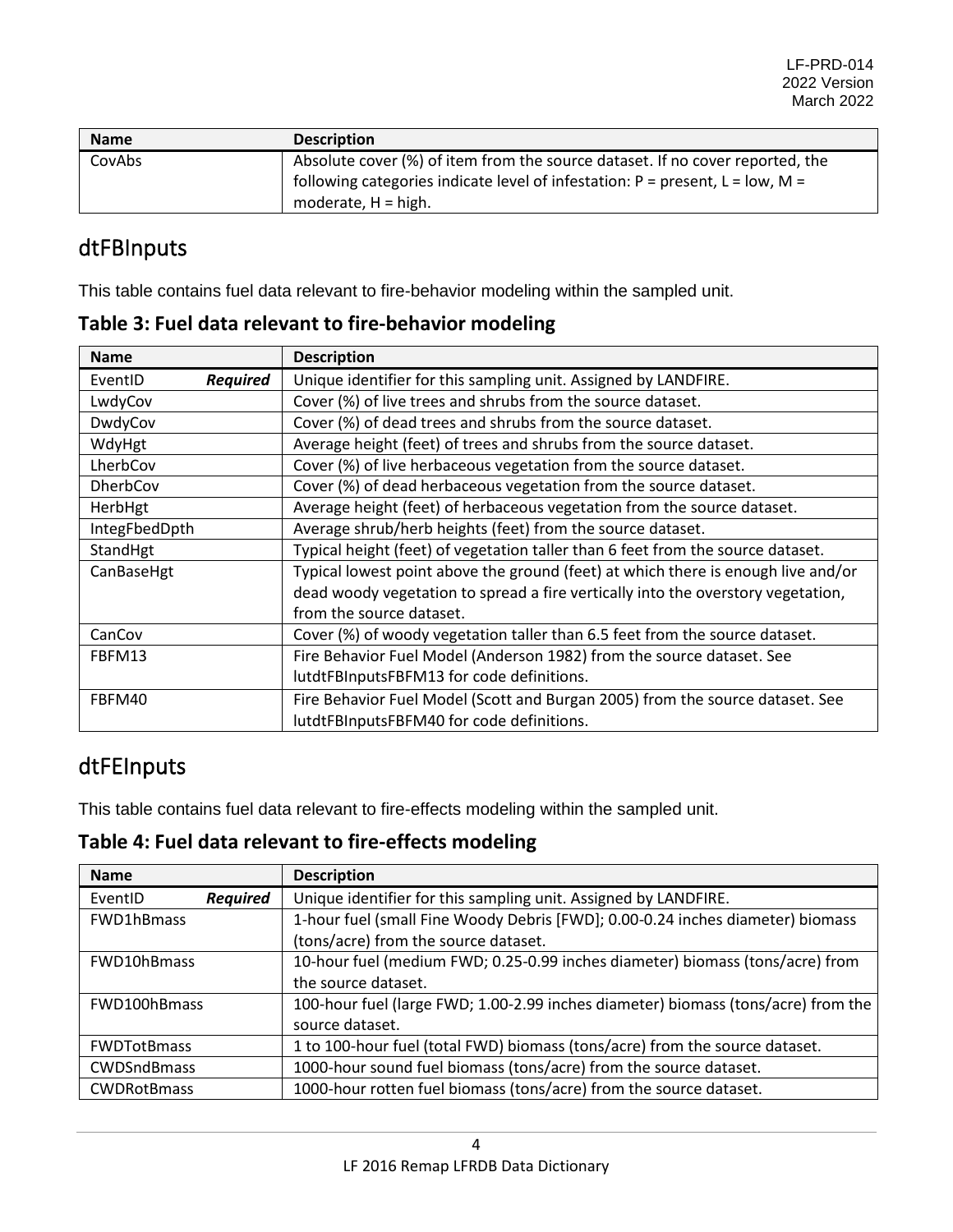| Name | Description |
| --- | --- |
| CovAbs | Absolute cover (%) of item from the source dataset. If no cover reported, the following categories indicate level of infestation: P = present, L = low, M = moderate, H = high. |

## dtFBInputs

This table contains fuel data relevant to fire-behavior modeling within the sampled unit.

### Table 3: Fuel data relevant to fire-behavior modeling

| Name | Description |
| --- | --- |
| EventID ***Required*** | Unique identifier for this sampling unit. Assigned by LANDFIRE. |
| LwdyCov | Cover (%) of live trees and shrubs from the source dataset. |
| DwdyCov | Cover (%) of dead trees and shrubs from the source dataset. |
| WdyHgt | Average height (feet) of trees and shrubs from the source dataset. |
| LherbCov | Cover (%) of live herbaceous vegetation from the source dataset. |
| DherbCov | Cover (%) of dead herbaceous vegetation from the source dataset. |
| HerbHgt | Average height (feet) of herbaceous vegetation from the source dataset. |
| IntegFbedDpth | Average shrub/herb heights (feet) from the source dataset. |
| StandHgt | Typical height (feet) of vegetation taller than 6 feet from the source dataset. |
| CanBaseHgt | Typical lowest point above the ground (feet) at which there is enough live and/or dead woody vegetation to spread a fire vertically into the overstory vegetation, from the source dataset. |
| CanCov | Cover (%) of woody vegetation taller than 6.5 feet from the source dataset. |
| FBFM13 | Fire Behavior Fuel Model (Anderson 1982) from the source dataset. See lutdtFBInputsFBFM13 for code definitions. |
| FBFM40 | Fire Behavior Fuel Model (Scott and Burgan 2005) from the source dataset. See lutdtFBInputsFBFM40 for code definitions. |

## dtFEInputs

This table contains fuel data relevant to fire-effects modeling within the sampled unit.

### Table 4: Fuel data relevant to fire-effects modeling

| Name | Description |
| --- | --- |
| EventID ***Required*** | Unique identifier for this sampling unit. Assigned by LANDFIRE. |
| FWD1hBmass | 1-hour fuel (small Fine Woody Debris [FWD]; 0.00-0.24 inches diameter) biomass (tons/acre) from the source dataset. |
| FWD10hBmass | 10-hour fuel (medium FWD; 0.25-0.99 inches diameter) biomass (tons/acre) from the source dataset. |
| FWD100hBmass | 100-hour fuel (large FWD; 1.00-2.99 inches diameter) biomass (tons/acre) from the source dataset. |
| FWDTotBmass | 1 to 100-hour fuel (total FWD) biomass (tons/acre) from the source dataset. |
| CWDSndBmass | 1000-hour sound fuel biomass (tons/acre) from the source dataset. |
| CWDRotBmass | 1000-hour rotten fuel biomass (tons/acre) from the source dataset. |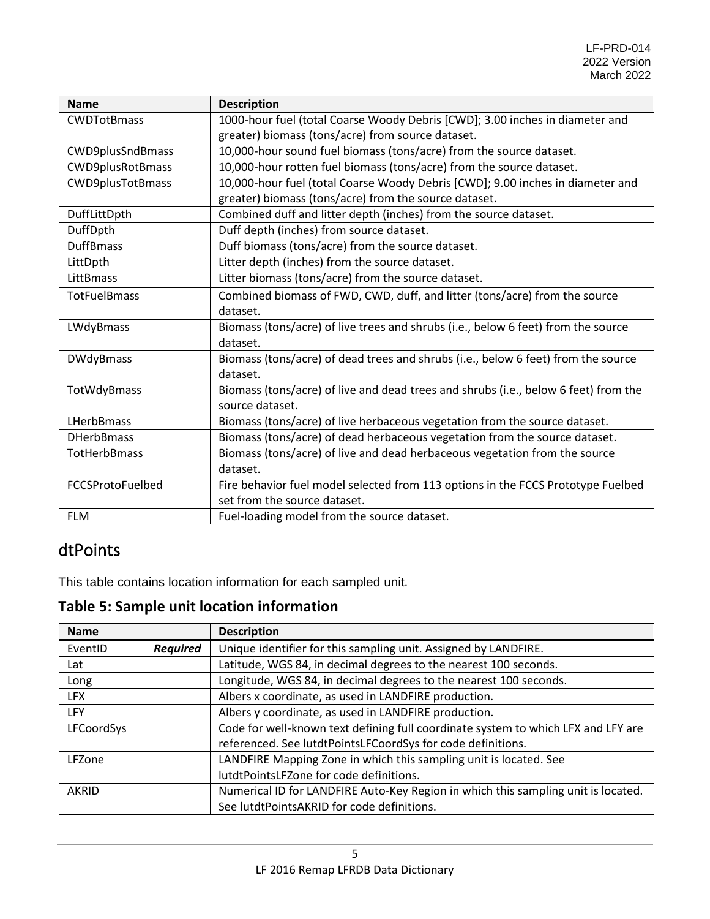| Name | Description |
|---|---|
| CWDTotBmass | 1000-hour fuel (total Coarse Woody Debris [CWD]; 3.00 inches in diameter and greater) biomass (tons/acre) from source dataset. |
| CWD9plusSndBmass | 10,000-hour sound fuel biomass (tons/acre) from the source dataset. |
| CWD9plusRotBmass | 10,000-hour rotten fuel biomass (tons/acre) from the source dataset. |
| CWD9plusTotBmass | 10,000-hour fuel (total Coarse Woody Debris [CWD]; 9.00 inches in diameter and greater) biomass (tons/acre) from the source dataset. |
| DuffLittDpth | Combined duff and litter depth (inches) from the source dataset. |
| DuffDpth | Duff depth (inches) from source dataset. |
| DuffBmass | Duff biomass (tons/acre) from the source dataset. |
| LittDpth | Litter depth (inches) from the source dataset. |
| LittBmass | Litter biomass (tons/acre) from the source dataset. |
| TotFuelBmass | Combined biomass of FWD, CWD, duff, and litter (tons/acre) from the source dataset. |
| LWdyBmass | Biomass (tons/acre) of live trees and shrubs (i.e., below 6 feet) from the source dataset. |
| DWdyBmass | Biomass (tons/acre) of dead trees and shrubs (i.e., below 6 feet) from the source dataset. |
| TotWdyBmass | Biomass (tons/acre) of live and dead trees and shrubs (i.e., below 6 feet) from the source dataset. |
| LHerbBmass | Biomass (tons/acre) of live herbaceous vegetation from the source dataset. |
| DHerbBmass | Biomass (tons/acre) of dead herbaceous vegetation from the source dataset. |
| TotHerbBmass | Biomass (tons/acre) of live and dead herbaceous vegetation from the source dataset. |
| FCCSProtoFuelbed | Fire behavior fuel model selected from 113 options in the FCCS Prototype Fuelbed set from the source dataset. |
| FLM | Fuel-loading model from the source dataset. |

## dtPoints

This table contains location information for each sampled unit.

### Table 5: Sample unit location information

| Name | Description |
|---|---|
| EventID ***Required*** | Unique identifier for this sampling unit. Assigned by LANDFIRE. |
| Lat | Latitude, WGS 84, in decimal degrees to the nearest 100 seconds. |
| Long | Longitude, WGS 84, in decimal degrees to the nearest 100 seconds. |
| LFX | Albers x coordinate, as used in LANDFIRE production. |
| LFY | Albers y coordinate, as used in LANDFIRE production. |
| LFCoordSys | Code for well-known text defining full coordinate system to which LFX and LFY are referenced. See lutdtPointsLFCoordSys for code definitions. |
| LFZone | LANDFIRE Mapping Zone in which this sampling unit is located. See lutdtPointsLFZone for code definitions. |
| AKRID | Numerical ID for LANDFIRE Auto-Key Region in which this sampling unit is located. See lutdtPointsAKRID for code definitions. |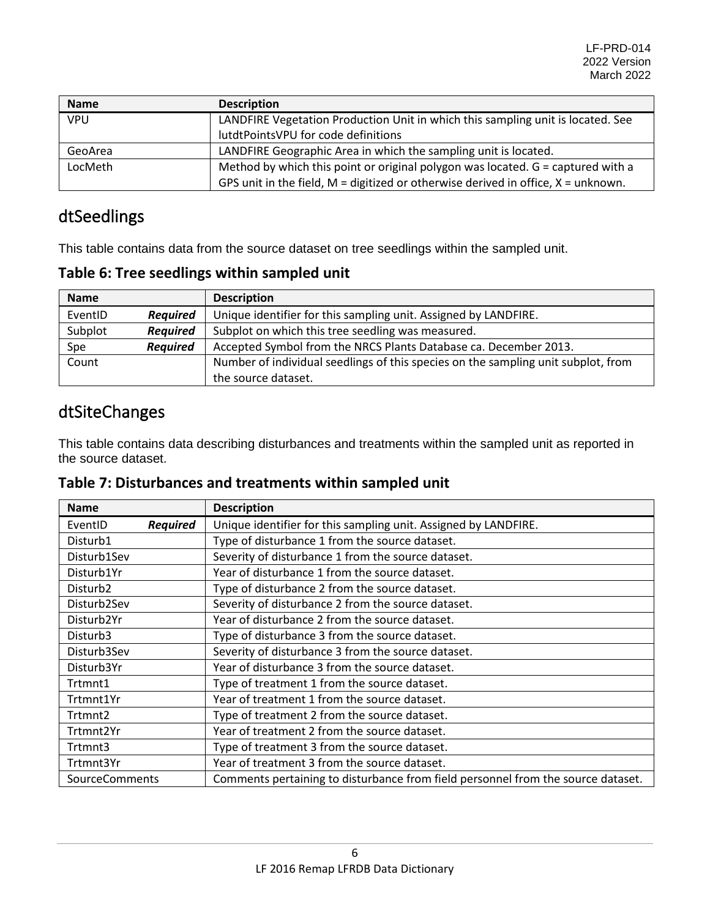| Name | Description |
| --- | --- |
| VPU | LANDFIRE Vegetation Production Unit in which this sampling unit is located. See lutdtPointsVPU for code definitions |
| GeoArea | LANDFIRE Geographic Area in which the sampling unit is located. |
| LocMeth | Method by which this point or original polygon was located. G = captured with a GPS unit in the field, M = digitized or otherwise derived in office, X = unknown. |

## dtSeedlings

This table contains data from the source dataset on tree seedlings within the sampled unit.

### Table 6: Tree seedlings within sampled unit

| Name | | Description |
| --- | --- | --- |
| EventID | ***Required*** | Unique identifier for this sampling unit. Assigned by LANDFIRE. |
| Subplot | ***Required*** | Subplot on which this tree seedling was measured. |
| Spe | ***Required*** | Accepted Symbol from the NRCS Plants Database ca. December 2013. |
| Count | | Number of individual seedlings of this species on the sampling unit subplot, from the source dataset. |

## dtSiteChanges

This table contains data describing disturbances and treatments within the sampled unit as reported in the source dataset.

### Table 7: Disturbances and treatments within sampled unit

| Name | | Description |
| --- | --- | --- |
| EventID | ***Required*** | Unique identifier for this sampling unit. Assigned by LANDFIRE. |
| Disturb1 | | Type of disturbance 1 from the source dataset. |
| Disturb1Sev | | Severity of disturbance 1 from the source dataset. |
| Disturb1Yr | | Year of disturbance 1 from the source dataset. |
| Disturb2 | | Type of disturbance 2 from the source dataset. |
| Disturb2Sev | | Severity of disturbance 2 from the source dataset. |
| Disturb2Yr | | Year of disturbance 2 from the source dataset. |
| Disturb3 | | Type of disturbance 3 from the source dataset. |
| Disturb3Sev | | Severity of disturbance 3 from the source dataset. |
| Disturb3Yr | | Year of disturbance 3 from the source dataset. |
| Trtmnt1 | | Type of treatment 1 from the source dataset. |
| Trtmnt1Yr | | Year of treatment 1 from the source dataset. |
| Trtmnt2 | | Type of treatment 2 from the source dataset. |
| Trtmnt2Yr | | Year of treatment 2 from the source dataset. |
| Trtmnt3 | | Type of treatment 3 from the source dataset. |
| Trtmnt3Yr | | Year of treatment 3 from the source dataset. |
| SourceComments | | Comments pertaining to disturbance from field personnel from the source dataset. |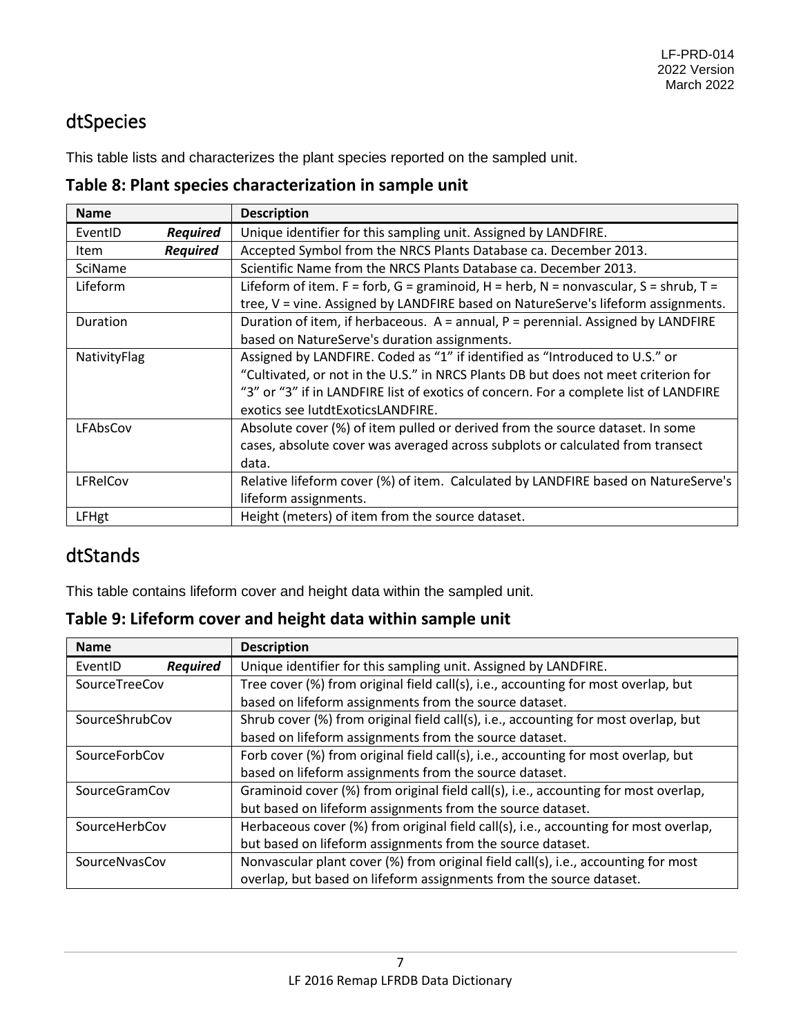## dtSpecies

This table lists and characterizes the plant species reported on the sampled unit.

### Table 8: Plant species characterization in sample unit

| Name | Description |
|---|---|
| EventID ***Required*** | Unique identifier for this sampling unit. Assigned by LANDFIRE. |
| Item ***Required*** | Accepted Symbol from the NRCS Plants Database ca. December 2013. |
| SciName | Scientific Name from the NRCS Plants Database ca. December 2013. |
| Lifeform | Lifeform of item. F = forb, G = graminoid, H = herb, N = nonvascular, S = shrub, T = tree, V = vine. Assigned by LANDFIRE based on NatureServe's lifeform assignments. |
| Duration | Duration of item, if herbaceous. A = annual, P = perennial. Assigned by LANDFIRE based on NatureServe's duration assignments. |
| NativityFlag | Assigned by LANDFIRE. Coded as "1" if identified as "Introduced to U.S." or "Cultivated, or not in the U.S." in NRCS Plants DB but does not meet criterion for "3" or "3" if in LANDFIRE list of exotics of concern. For a complete list of LANDFIRE exotics see lutdtExoticsLANDFIRE. |
| LFAbsCov | Absolute cover (%) of item pulled or derived from the source dataset. In some cases, absolute cover was averaged across subplots or calculated from transect data. |
| LFRelCov | Relative lifeform cover (%) of item. Calculated by LANDFIRE based on NatureServe's lifeform assignments. |
| LFHgt | Height (meters) of item from the source dataset. |

## dtStands

This table contains lifeform cover and height data within the sampled unit.

### Table 9: Lifeform cover and height data within sample unit

| Name | Description |
|---|---|
| EventID ***Required*** | Unique identifier for this sampling unit. Assigned by LANDFIRE. |
| SourceTreeCov | Tree cover (%) from original field call(s), i.e., accounting for most overlap, but based on lifeform assignments from the source dataset. |
| SourceShrubCov | Shrub cover (%) from original field call(s), i.e., accounting for most overlap, but based on lifeform assignments from the source dataset. |
| SourceForbCov | Forb cover (%) from original field call(s), i.e., accounting for most overlap, but based on lifeform assignments from the source dataset. |
| SourceGramCov | Graminoid cover (%) from original field call(s), i.e., accounting for most overlap, but based on lifeform assignments from the source dataset. |
| SourceHerbCov | Herbaceous cover (%) from original field call(s), i.e., accounting for most overlap, but based on lifeform assignments from the source dataset. |
| SourceNvasCov | Nonvascular plant cover (%) from original field call(s), i.e., accounting for most overlap, but based on lifeform assignments from the source dataset. |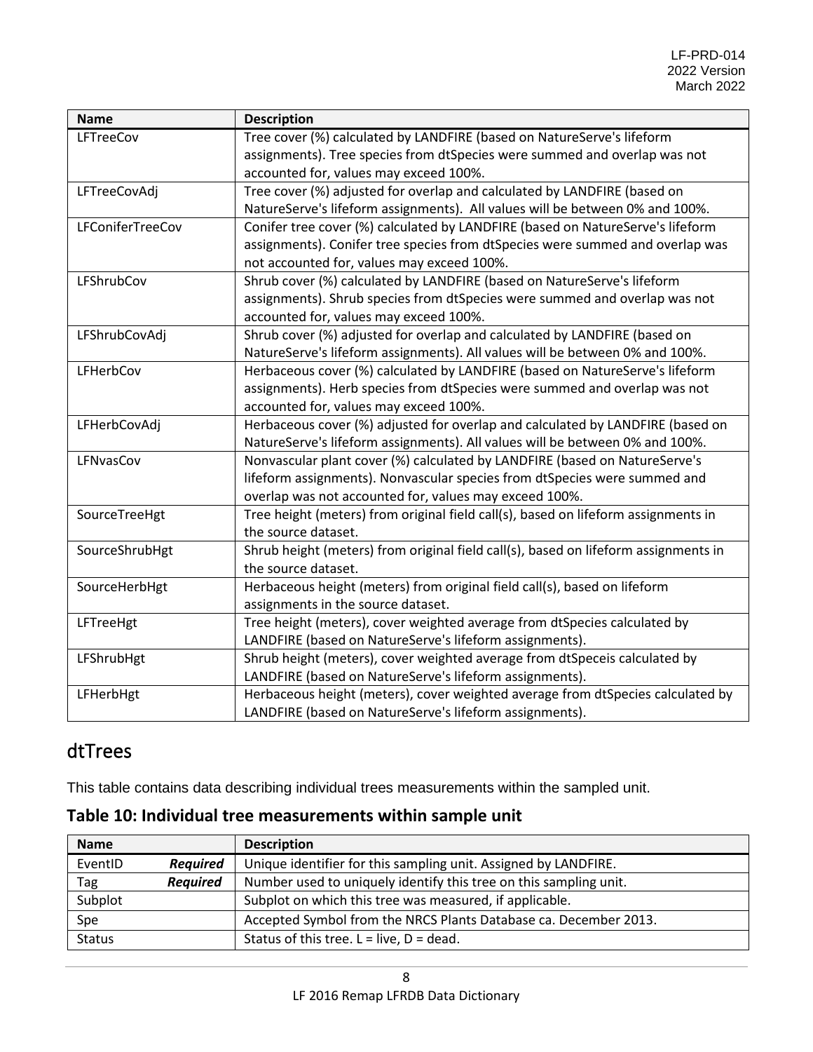| Name | Description |
| --- | --- |
| LFTreeCov | Tree cover (%) calculated by LANDFIRE (based on NatureServe's lifeform assignments). Tree species from dtSpecies were summed and overlap was not accounted for, values may exceed 100%. |
| LFTreeCovAdj | Tree cover (%) adjusted for overlap and calculated by LANDFIRE (based on NatureServe's lifeform assignments). All values will be between 0% and 100%. |
| LFConiferTreeCov | Conifer tree cover (%) calculated by LANDFIRE (based on NatureServe's lifeform assignments). Conifer tree species from dtSpecies were summed and overlap was not accounted for, values may exceed 100%. |
| LFShrubCov | Shrub cover (%) calculated by LANDFIRE (based on NatureServe's lifeform assignments). Shrub species from dtSpecies were summed and overlap was not accounted for, values may exceed 100%. |
| LFShrubCovAdj | Shrub cover (%) adjusted for overlap and calculated by LANDFIRE (based on NatureServe's lifeform assignments). All values will be between 0% and 100%. |
| LFHerbCov | Herbaceous cover (%) calculated by LANDFIRE (based on NatureServe's lifeform assignments). Herb species from dtSpecies were summed and overlap was not accounted for, values may exceed 100%. |
| LFHerbCovAdj | Herbaceous cover (%) adjusted for overlap and calculated by LANDFIRE (based on NatureServe's lifeform assignments). All values will be between 0% and 100%. |
| LFNvasCov | Nonvascular plant cover (%) calculated by LANDFIRE (based on NatureServe's lifeform assignments). Nonvascular species from dtSpecies were summed and overlap was not accounted for, values may exceed 100%. |
| SourceTreeHgt | Tree height (meters) from original field call(s), based on lifeform assignments in the source dataset. |
| SourceShrubHgt | Shrub height (meters) from original field call(s), based on lifeform assignments in the source dataset. |
| SourceHerbHgt | Herbaceous height (meters) from original field call(s), based on lifeform assignments in the source dataset. |
| LFTreeHgt | Tree height (meters), cover weighted average from dtSpecies calculated by LANDFIRE (based on NatureServe's lifeform assignments). |
| LFShrubHgt | Shrub height (meters), cover weighted average from dtSpeceis calculated by LANDFIRE (based on NatureServe's lifeform assignments). |
| LFHerbHgt | Herbaceous height (meters), cover weighted average from dtSpecies calculated by LANDFIRE (based on NatureServe's lifeform assignments). |

## dtTrees

This table contains data describing individual trees measurements within the sampled unit.

### Table 10: Individual tree measurements within sample unit

| Name | Description |
| --- | --- |
| EventID ***Required*** | Unique identifier for this sampling unit. Assigned by LANDFIRE. |
| Tag ***Required*** | Number used to uniquely identify this tree on this sampling unit. |
| Subplot | Subplot on which this tree was measured, if applicable. |
| Spe | Accepted Symbol from the NRCS Plants Database ca. December 2013. |
| Status | Status of this tree. L = live, D = dead. |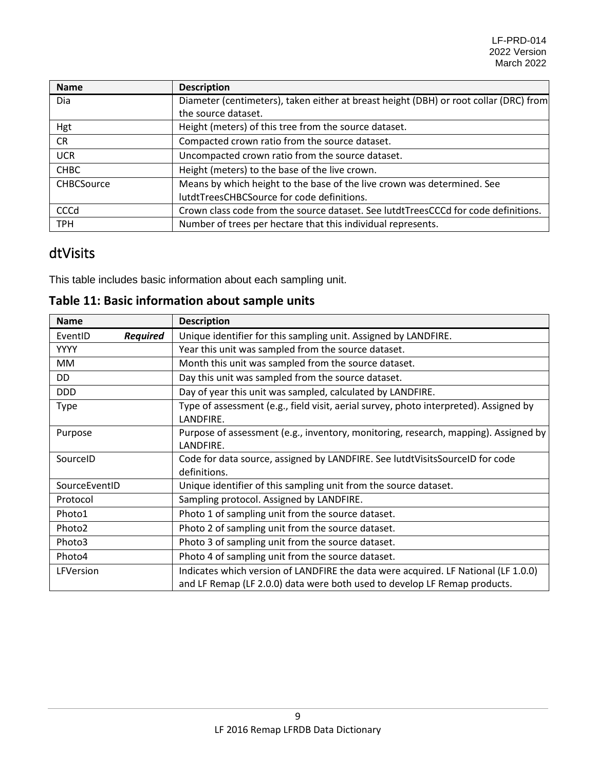| Name | Description |
|---|---|
| Dia | Diameter (centimeters), taken either at breast height (DBH) or root collar (DRC) from the source dataset. |
| Hgt | Height (meters) of this tree from the source dataset. |
| CR | Compacted crown ratio from the source dataset. |
| UCR | Uncompacted crown ratio from the source dataset. |
| CHBC | Height (meters) to the base of the live crown. |
| CHBCSource | Means by which height to the base of the live crown was determined. See lutdtTreesCHBCSource for code definitions. |
| CCCd | Crown class code from the source dataset. See lutdtTreesCCCd for code definitions. |
| TPH | Number of trees per hectare that this individual represents. |

## dtVisits

This table includes basic information about each sampling unit.

### Table 11: Basic information about sample units

| Name | Description |
|---|---|
| EventID ***Required*** | Unique identifier for this sampling unit. Assigned by LANDFIRE. |
| YYYY | Year this unit was sampled from the source dataset. |
| MM | Month this unit was sampled from the source dataset. |
| DD | Day this unit was sampled from the source dataset. |
| DDD | Day of year this unit was sampled, calculated by LANDFIRE. |
| Type | Type of assessment (e.g., field visit, aerial survey, photo interpreted). Assigned by LANDFIRE. |
| Purpose | Purpose of assessment (e.g., inventory, monitoring, research, mapping). Assigned by LANDFIRE. |
| SourceID | Code for data source, assigned by LANDFIRE. See lutdtVisitsSourceID for code definitions. |
| SourceEventID | Unique identifier of this sampling unit from the source dataset. |
| Protocol | Sampling protocol. Assigned by LANDFIRE. |
| Photo1 | Photo 1 of sampling unit from the source dataset. |
| Photo2 | Photo 2 of sampling unit from the source dataset. |
| Photo3 | Photo 3 of sampling unit from the source dataset. |
| Photo4 | Photo 4 of sampling unit from the source dataset. |
| LFVersion | Indicates which version of LANDFIRE the data were acquired. LF National (LF 1.0.0) and LF Remap (LF 2.0.0) data were both used to develop LF Remap products. |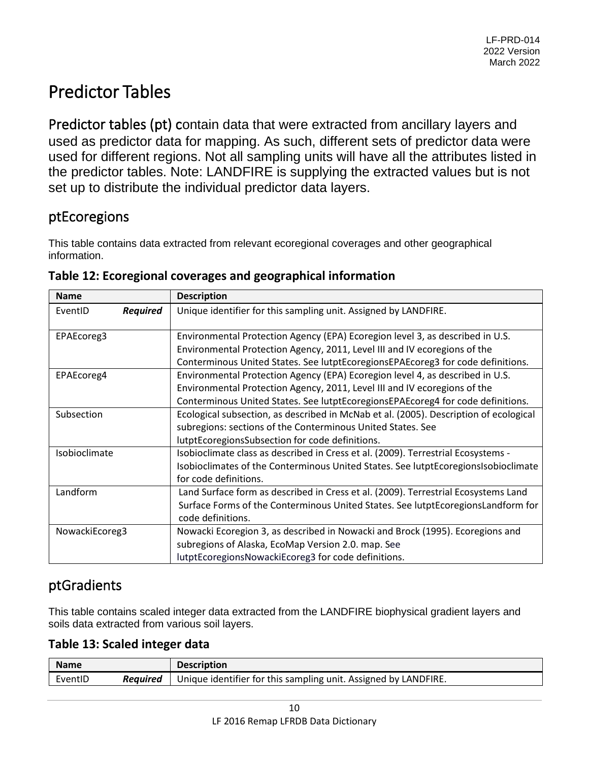# Predictor Tables

Predictor tables (pt) contain data that were extracted from ancillary layers and used as predictor data for mapping. As such, different sets of predictor data were used for different regions. Not all sampling units will have all the attributes listed in the predictor tables. Note: LANDFIRE is supplying the extracted values but is not set up to distribute the individual predictor data layers.

## ptEcoregions

This table contains data extracted from relevant ecoregional coverages and other geographical information.

**Table 12: Ecoregional coverages and geographical information**

| Name | Description |
|---|---|
| EventID ***Required*** | Unique identifier for this sampling unit. Assigned by LANDFIRE. |
| EPAEcoreg3 | Environmental Protection Agency (EPA) Ecoregion level 3, as described in U.S. Environmental Protection Agency, 2011, Level III and IV ecoregions of the Conterminous United States. See lutptEcoregionsEPAEcoreg3 for code definitions. |
| EPAEcoreg4 | Environmental Protection Agency (EPA) Ecoregion level 4, as described in U.S. Environmental Protection Agency, 2011, Level III and IV ecoregions of the Conterminous United States. See lutptEcoregionsEPAEcoreg4 for code definitions. |
| Subsection | Ecological subsection, as described in McNab et al. (2005). Description of ecological subregions: sections of the Conterminous United States. See lutptEcoregionsSubsection for code definitions. |
| Isobioclimate | Isobioclimate class as described in Cress et al. (2009). Terrestrial Ecosystems - Isobioclimates of the Conterminous United States. See lutptEcoregionsIsobioclimate for code definitions. |
| Landform | Land Surface form as described in Cress et al. (2009). Terrestrial Ecosystems Land Surface Forms of the Conterminous United States. See lutptEcoregionsLandform for code definitions. |
| NowackiEcoreg3 | Nowacki Ecoregion 3, as described in Nowacki and Brock (1995). Ecoregions and subregions of Alaska, EcoMap Version 2.0. map. See lutptEcoregionsNowackiEcoreg3 for code definitions. |

## ptGradients

This table contains scaled integer data extracted from the LANDFIRE biophysical gradient layers and soils data extracted from various soil layers.

**Table 13: Scaled integer data**

| Name | Description |
|---|---|
| EventID ***Required*** | Unique identifier for this sampling unit. Assigned by LANDFIRE. |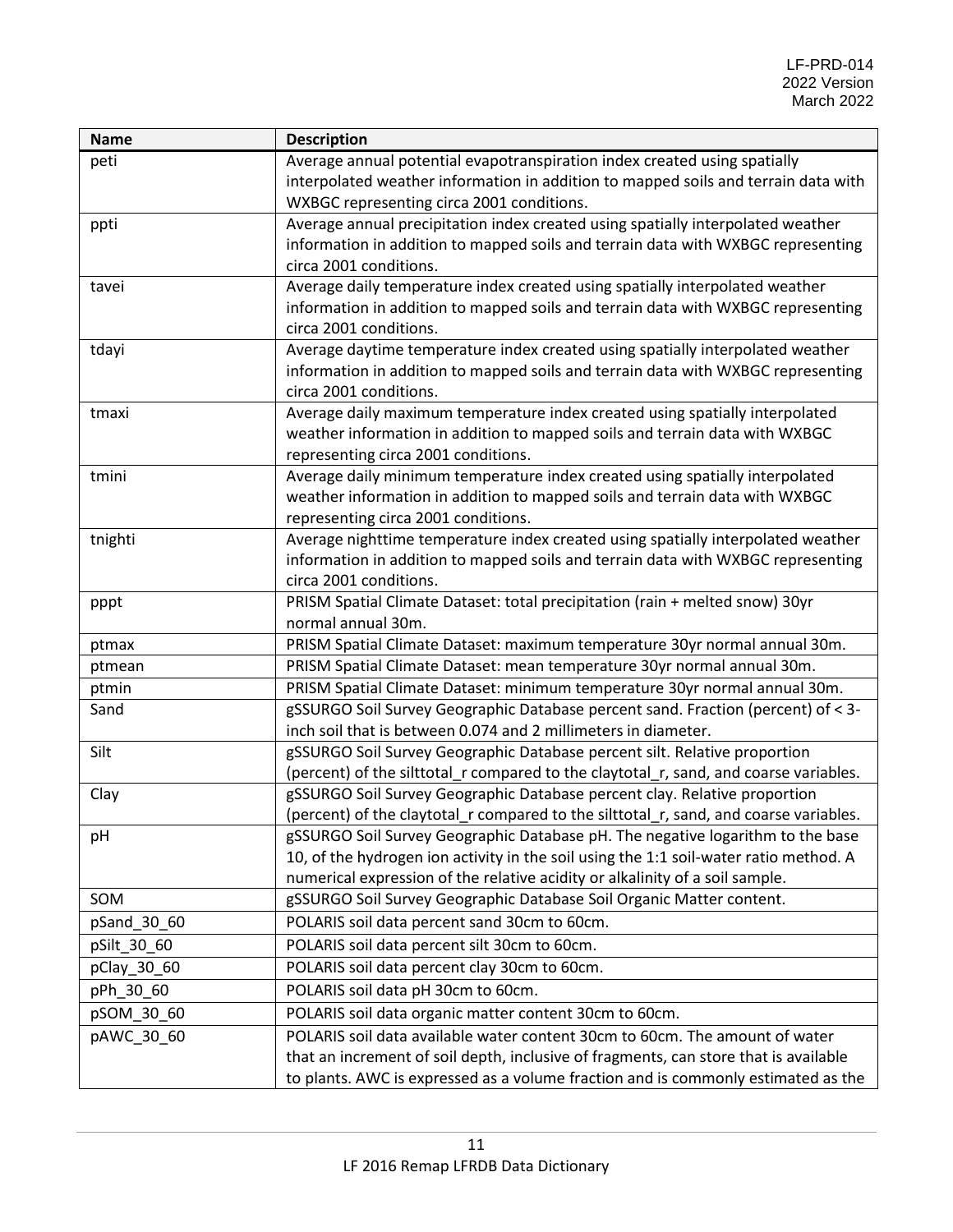| Name | Description |
|---|---|
| peti | Average annual potential evapotranspiration index created using spatially interpolated weather information in addition to mapped soils and terrain data with WXBGC representing circa 2001 conditions. |
| ppti | Average annual precipitation index created using spatially interpolated weather information in addition to mapped soils and terrain data with WXBGC representing circa 2001 conditions. |
| tavei | Average daily temperature index created using spatially interpolated weather information in addition to mapped soils and terrain data with WXBGC representing circa 2001 conditions. |
| tdayi | Average daytime temperature index created using spatially interpolated weather information in addition to mapped soils and terrain data with WXBGC representing circa 2001 conditions. |
| tmaxi | Average daily maximum temperature index created using spatially interpolated weather information in addition to mapped soils and terrain data with WXBGC representing circa 2001 conditions. |
| tmini | Average daily minimum temperature index created using spatially interpolated weather information in addition to mapped soils and terrain data with WXBGC representing circa 2001 conditions. |
| tnighti | Average nighttime temperature index created using spatially interpolated weather information in addition to mapped soils and terrain data with WXBGC representing circa 2001 conditions. |
| pppt | PRISM Spatial Climate Dataset: total precipitation (rain + melted snow) 30yr normal annual 30m. |
| ptmax | PRISM Spatial Climate Dataset: maximum temperature 30yr normal annual 30m. |
| ptmean | PRISM Spatial Climate Dataset: mean temperature 30yr normal annual 30m. |
| ptmin | PRISM Spatial Climate Dataset: minimum temperature 30yr normal annual 30m. |
| Sand | gSSURGO Soil Survey Geographic Database percent sand. Fraction (percent) of < 3-inch soil that is between 0.074 and 2 millimeters in diameter. |
| Silt | gSSURGO Soil Survey Geographic Database percent silt. Relative proportion (percent) of the silttotal_r compared to the claytotal_r, sand, and coarse variables. |
| Clay | gSSURGO Soil Survey Geographic Database percent clay. Relative proportion (percent) of the claytotal_r compared to the silttotal_r, sand, and coarse variables. |
| pH | gSSURGO Soil Survey Geographic Database pH. The negative logarithm to the base 10, of the hydrogen ion activity in the soil using the 1:1 soil-water ratio method. A numerical expression of the relative acidity or alkalinity of a soil sample. |
| SOM | gSSURGO Soil Survey Geographic Database Soil Organic Matter content. |
| pSand_30_60 | POLARIS soil data percent sand 30cm to 60cm. |
| pSilt_30_60 | POLARIS soil data percent silt 30cm to 60cm. |
| pClay_30_60 | POLARIS soil data percent clay 30cm to 60cm. |
| pPh_30_60 | POLARIS soil data pH 30cm to 60cm. |
| pSOM_30_60 | POLARIS soil data organic matter content 30cm to 60cm. |
| pAWC_30_60 | POLARIS soil data available water content 30cm to 60cm. The amount of water that an increment of soil depth, inclusive of fragments, can store that is available to plants. AWC is expressed as a volume fraction and is commonly estimated as the |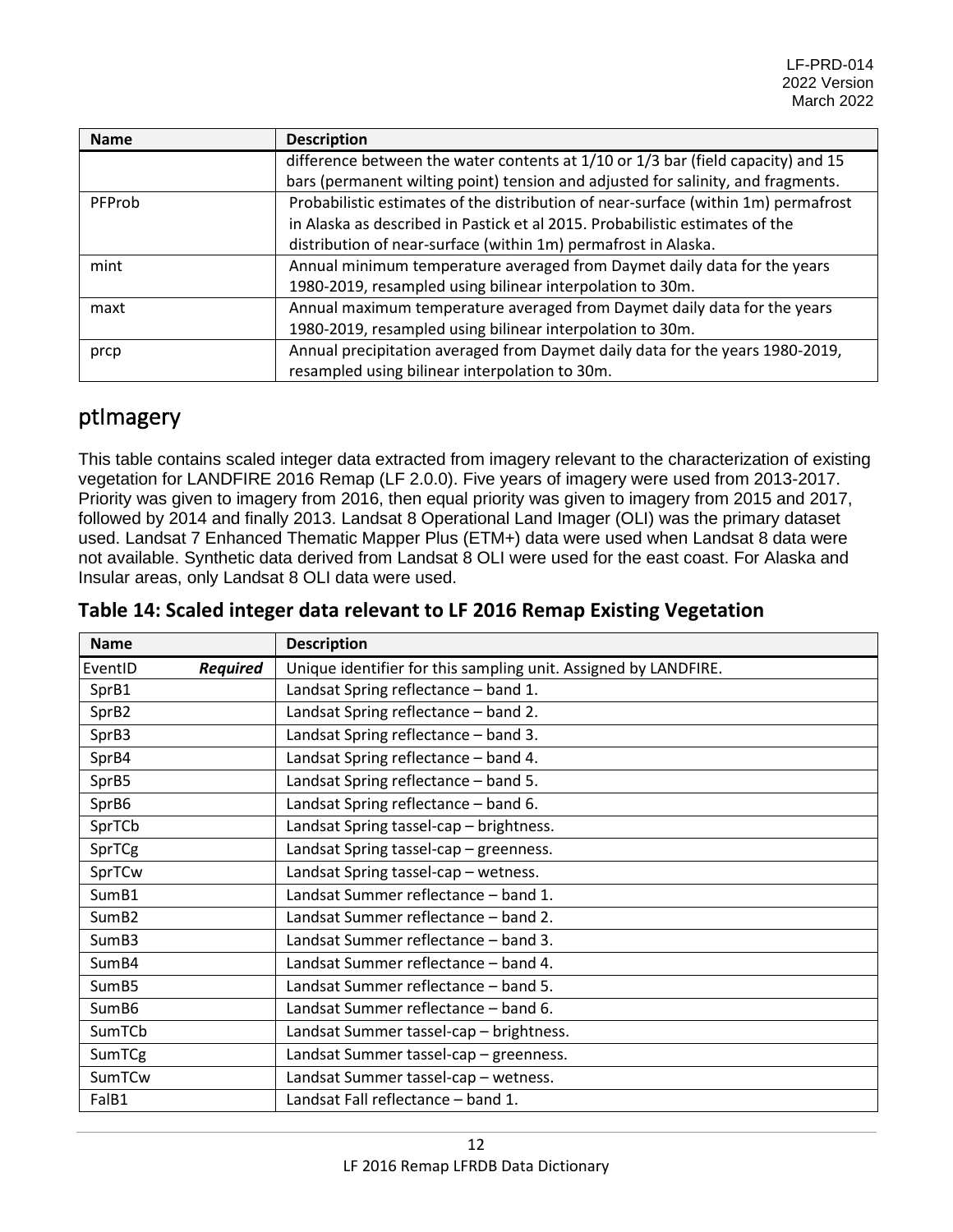| Name | Description |
|---|---|
| | difference between the water contents at 1/10 or 1/3 bar (field capacity) and 15 bars (permanent wilting point) tension and adjusted for salinity, and fragments. |
| PFProb | Probabilistic estimates of the distribution of near-surface (within 1m) permafrost in Alaska as described in Pastick et al 2015. Probabilistic estimates of the distribution of near-surface (within 1m) permafrost in Alaska. |
| mint | Annual minimum temperature averaged from Daymet daily data for the years 1980-2019, resampled using bilinear interpolation to 30m. |
| maxt | Annual maximum temperature averaged from Daymet daily data for the years 1980-2019, resampled using bilinear interpolation to 30m. |
| prcp | Annual precipitation averaged from Daymet daily data for the years 1980-2019, resampled using bilinear interpolation to 30m. |

## ptImagery

This table contains scaled integer data extracted from imagery relevant to the characterization of existing vegetation for LANDFIRE 2016 Remap (LF 2.0.0). Five years of imagery were used from 2013-2017. Priority was given to imagery from 2016, then equal priority was given to imagery from 2015 and 2017, followed by 2014 and finally 2013. Landsat 8 Operational Land Imager (OLI) was the primary dataset used. Landsat 7 Enhanced Thematic Mapper Plus (ETM+) data were used when Landsat 8 data were not available. Synthetic data derived from Landsat 8 OLI were used for the east coast. For Alaska and Insular areas, only Landsat 8 OLI data were used.

**Table 14: Scaled integer data relevant to LF 2016 Remap Existing Vegetation**

| Name | Description |
|---|---|
| EventID ***Required*** | Unique identifier for this sampling unit. Assigned by LANDFIRE. |
| SprB1 | Landsat Spring reflectance – band 1. |
| SprB2 | Landsat Spring reflectance – band 2. |
| SprB3 | Landsat Spring reflectance – band 3. |
| SprB4 | Landsat Spring reflectance – band 4. |
| SprB5 | Landsat Spring reflectance – band 5. |
| SprB6 | Landsat Spring reflectance – band 6. |
| SprTCb | Landsat Spring tassel-cap – brightness. |
| SprTCg | Landsat Spring tassel-cap – greenness. |
| SprTCw | Landsat Spring tassel-cap – wetness. |
| SumB1 | Landsat Summer reflectance – band 1. |
| SumB2 | Landsat Summer reflectance – band 2. |
| SumB3 | Landsat Summer reflectance – band 3. |
| SumB4 | Landsat Summer reflectance – band 4. |
| SumB5 | Landsat Summer reflectance – band 5. |
| SumB6 | Landsat Summer reflectance – band 6. |
| SumTCb | Landsat Summer tassel-cap – brightness. |
| SumTCg | Landsat Summer tassel-cap – greenness. |
| SumTCw | Landsat Summer tassel-cap – wetness. |
| FalB1 | Landsat Fall reflectance – band 1. |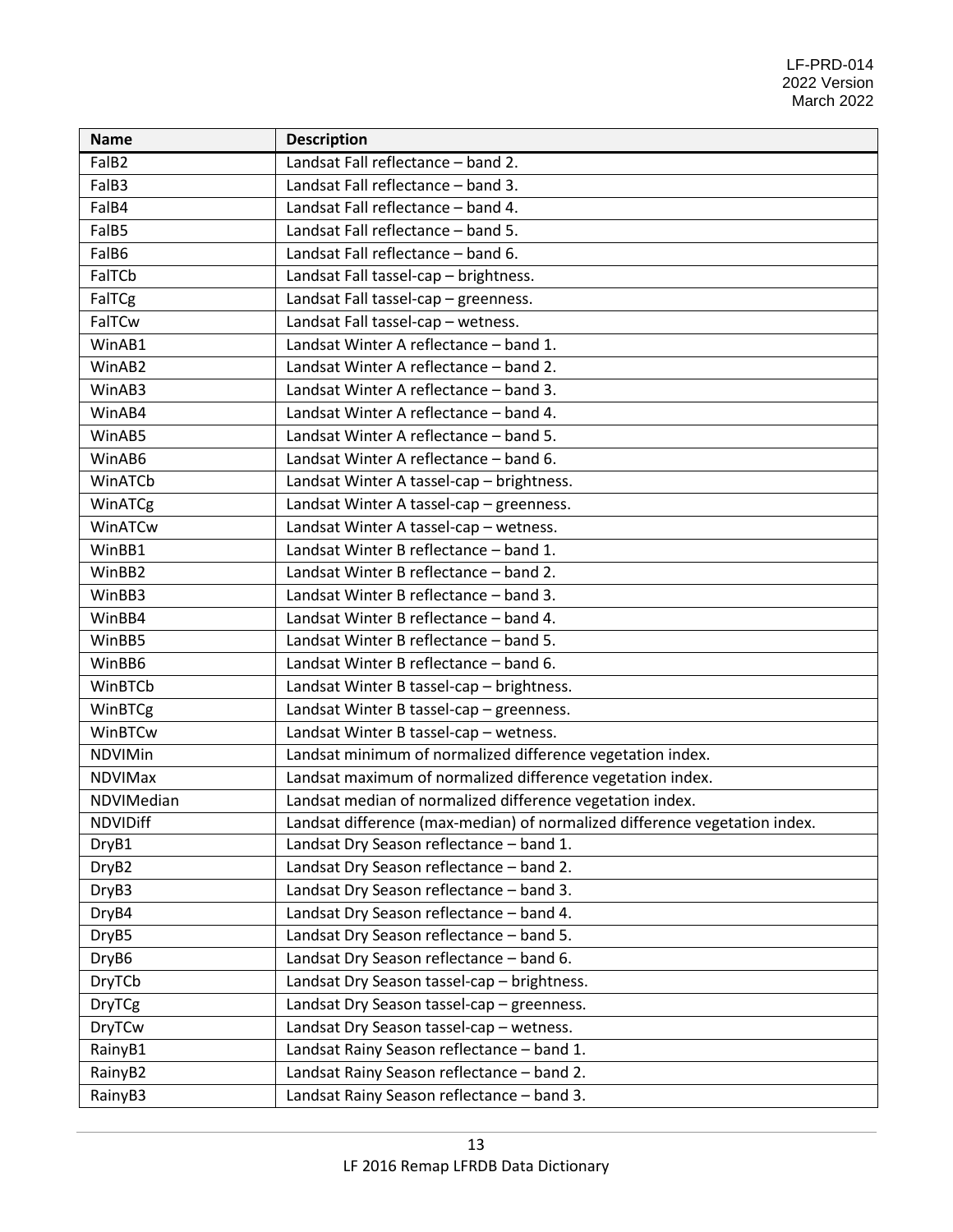| Name | Description |
|---|---|
| FalB2 | Landsat Fall reflectance – band 2. |
| FalB3 | Landsat Fall reflectance – band 3. |
| FalB4 | Landsat Fall reflectance – band 4. |
| FalB5 | Landsat Fall reflectance – band 5. |
| FalB6 | Landsat Fall reflectance – band 6. |
| FalTCb | Landsat Fall tassel-cap – brightness. |
| FalTCg | Landsat Fall tassel-cap – greenness. |
| FalTCw | Landsat Fall tassel-cap – wetness. |
| WinAB1 | Landsat Winter A reflectance – band 1. |
| WinAB2 | Landsat Winter A reflectance – band 2. |
| WinAB3 | Landsat Winter A reflectance – band 3. |
| WinAB4 | Landsat Winter A reflectance – band 4. |
| WinAB5 | Landsat Winter A reflectance – band 5. |
| WinAB6 | Landsat Winter A reflectance – band 6. |
| WinATCb | Landsat Winter A tassel-cap – brightness. |
| WinATCg | Landsat Winter A tassel-cap – greenness. |
| WinATCw | Landsat Winter A tassel-cap – wetness. |
| WinBB1 | Landsat Winter B reflectance – band 1. |
| WinBB2 | Landsat Winter B reflectance – band 2. |
| WinBB3 | Landsat Winter B reflectance – band 3. |
| WinBB4 | Landsat Winter B reflectance – band 4. |
| WinBB5 | Landsat Winter B reflectance – band 5. |
| WinBB6 | Landsat Winter B reflectance – band 6. |
| WinBTCb | Landsat Winter B tassel-cap – brightness. |
| WinBTCg | Landsat Winter B tassel-cap – greenness. |
| WinBTCw | Landsat Winter B tassel-cap – wetness. |
| NDVIMin | Landsat minimum of normalized difference vegetation index. |
| NDVIMax | Landsat maximum of normalized difference vegetation index. |
| NDVIMedian | Landsat median of normalized difference vegetation index. |
| NDVIDiff | Landsat difference (max-median) of normalized difference vegetation index. |
| DryB1 | Landsat Dry Season reflectance – band 1. |
| DryB2 | Landsat Dry Season reflectance – band 2. |
| DryB3 | Landsat Dry Season reflectance – band 3. |
| DryB4 | Landsat Dry Season reflectance – band 4. |
| DryB5 | Landsat Dry Season reflectance – band 5. |
| DryB6 | Landsat Dry Season reflectance – band 6. |
| DryTCb | Landsat Dry Season tassel-cap – brightness. |
| DryTCg | Landsat Dry Season tassel-cap – greenness. |
| DryTCw | Landsat Dry Season tassel-cap – wetness. |
| RainyB1 | Landsat Rainy Season reflectance – band 1. |
| RainyB2 | Landsat Rainy Season reflectance – band 2. |
| RainyB3 | Landsat Rainy Season reflectance – band 3. |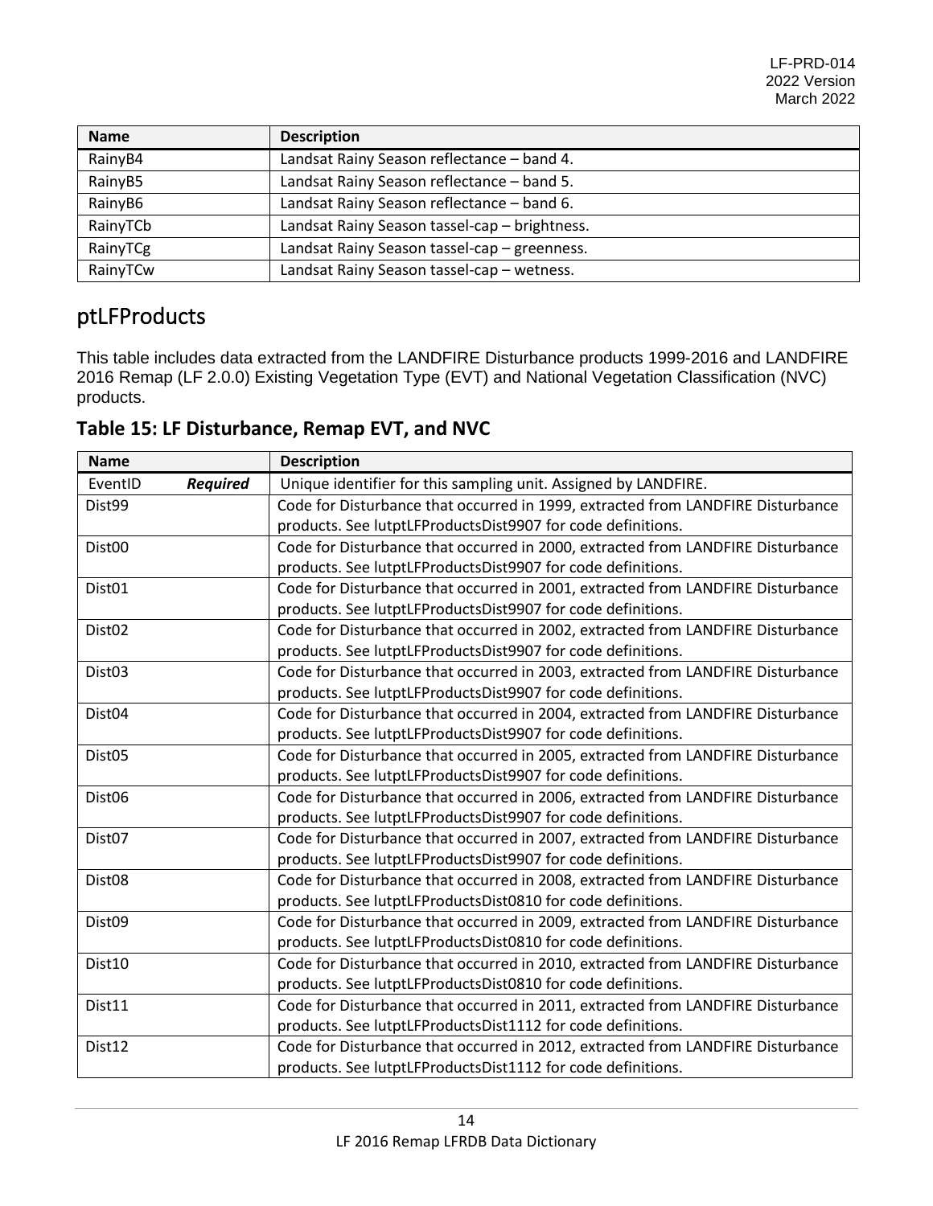| Name | Description |
|---|---|
| RainyB4 | Landsat Rainy Season reflectance – band 4. |
| RainyB5 | Landsat Rainy Season reflectance – band 5. |
| RainyB6 | Landsat Rainy Season reflectance – band 6. |
| RainyTCb | Landsat Rainy Season tassel-cap – brightness. |
| RainyTCg | Landsat Rainy Season tassel-cap – greenness. |
| RainyTCw | Landsat Rainy Season tassel-cap – wetness. |

## ptLFProducts

This table includes data extracted from the LANDFIRE Disturbance products 1999-2016 and LANDFIRE 2016 Remap (LF 2.0.0) Existing Vegetation Type (EVT) and National Vegetation Classification (NVC) products.

### Table 15: LF Disturbance, Remap EVT, and NVC

| Name | Description |
|---|---|
| EventID ***Required*** | Unique identifier for this sampling unit. Assigned by LANDFIRE. |
| Dist99 | Code for Disturbance that occurred in 1999, extracted from LANDFIRE Disturbance products. See lutptLFProductsDist9907 for code definitions. |
| Dist00 | Code for Disturbance that occurred in 2000, extracted from LANDFIRE Disturbance products. See lutptLFProductsDist9907 for code definitions. |
| Dist01 | Code for Disturbance that occurred in 2001, extracted from LANDFIRE Disturbance products. See lutptLFProductsDist9907 for code definitions. |
| Dist02 | Code for Disturbance that occurred in 2002, extracted from LANDFIRE Disturbance products. See lutptLFProductsDist9907 for code definitions. |
| Dist03 | Code for Disturbance that occurred in 2003, extracted from LANDFIRE Disturbance products. See lutptLFProductsDist9907 for code definitions. |
| Dist04 | Code for Disturbance that occurred in 2004, extracted from LANDFIRE Disturbance products. See lutptLFProductsDist9907 for code definitions. |
| Dist05 | Code for Disturbance that occurred in 2005, extracted from LANDFIRE Disturbance products. See lutptLFProductsDist9907 for code definitions. |
| Dist06 | Code for Disturbance that occurred in 2006, extracted from LANDFIRE Disturbance products. See lutptLFProductsDist9907 for code definitions. |
| Dist07 | Code for Disturbance that occurred in 2007, extracted from LANDFIRE Disturbance products. See lutptLFProductsDist9907 for code definitions. |
| Dist08 | Code for Disturbance that occurred in 2008, extracted from LANDFIRE Disturbance products. See lutptLFProductsDist0810 for code definitions. |
| Dist09 | Code for Disturbance that occurred in 2009, extracted from LANDFIRE Disturbance products. See lutptLFProductsDist0810 for code definitions. |
| Dist10 | Code for Disturbance that occurred in 2010, extracted from LANDFIRE Disturbance products. See lutptLFProductsDist0810 for code definitions. |
| Dist11 | Code for Disturbance that occurred in 2011, extracted from LANDFIRE Disturbance products. See lutptLFProductsDist1112 for code definitions. |
| Dist12 | Code for Disturbance that occurred in 2012, extracted from LANDFIRE Disturbance products. See lutptLFProductsDist1112 for code definitions. |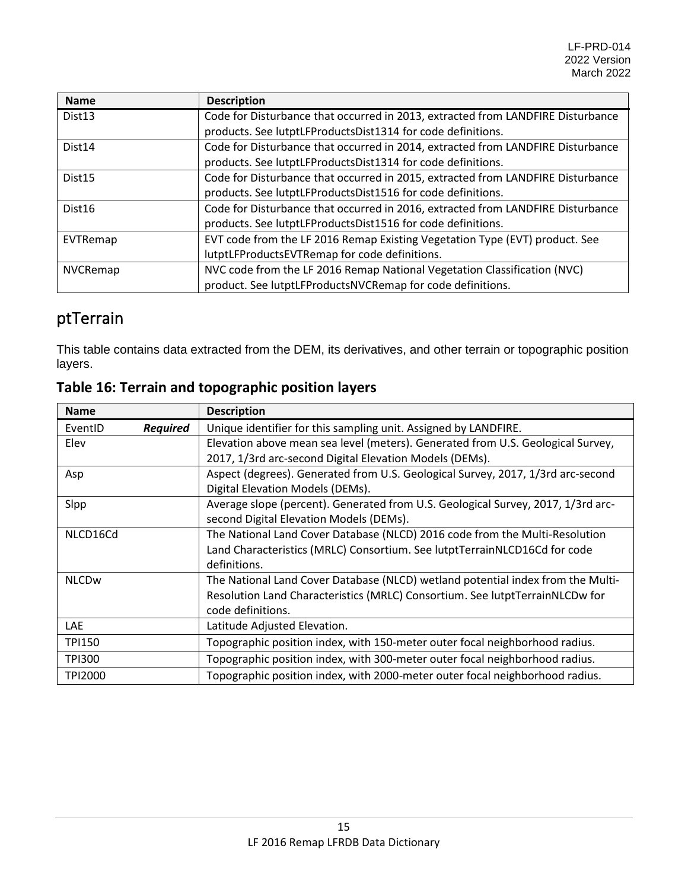| Name | Description |
| --- | --- |
| Dist13 | Code for Disturbance that occurred in 2013, extracted from LANDFIRE Disturbance products. See lutptLFProductsDist1314 for code definitions. |
| Dist14 | Code for Disturbance that occurred in 2014, extracted from LANDFIRE Disturbance products. See lutptLFProductsDist1314 for code definitions. |
| Dist15 | Code for Disturbance that occurred in 2015, extracted from LANDFIRE Disturbance products. See lutptLFProductsDist1516 for code definitions. |
| Dist16 | Code for Disturbance that occurred in 2016, extracted from LANDFIRE Disturbance products. See lutptLFProductsDist1516 for code definitions. |
| EVTRemap | EVT code from the LF 2016 Remap Existing Vegetation Type (EVT) product. See lutptLFProductsEVTRemap for code definitions. |
| NVCRemap | NVC code from the LF 2016 Remap National Vegetation Classification (NVC) product. See lutptLFProductsNVCRemap for code definitions. |

## ptTerrain

This table contains data extracted from the DEM, its derivatives, and other terrain or topographic position layers.

**Table 16: Terrain and topographic position layers**

| Name | Description |
| --- | --- |
| EventID ***Required*** | Unique identifier for this sampling unit. Assigned by LANDFIRE. |
| Elev | Elevation above mean sea level (meters). Generated from U.S. Geological Survey, 2017, 1/3rd arc-second Digital Elevation Models (DEMs). |
| Asp | Aspect (degrees). Generated from U.S. Geological Survey, 2017, 1/3rd arc-second Digital Elevation Models (DEMs). |
| Slpp | Average slope (percent). Generated from U.S. Geological Survey, 2017, 1/3rd arc-second Digital Elevation Models (DEMs). |
| NLCD16Cd | The National Land Cover Database (NLCD) 2016 code from the Multi-Resolution Land Characteristics (MRLC) Consortium. See lutptTerrainNLCD16Cd for code definitions. |
| NLCDw | The National Land Cover Database (NLCD) wetland potential index from the Multi-Resolution Land Characteristics (MRLC) Consortium. See lutptTerrainNLCDw for code definitions. |
| LAE | Latitude Adjusted Elevation. |
| TPI150 | Topographic position index, with 150-meter outer focal neighborhood radius. |
| TPI300 | Topographic position index, with 300-meter outer focal neighborhood radius. |
| TPI2000 | Topographic position index, with 2000-meter outer focal neighborhood radius. |